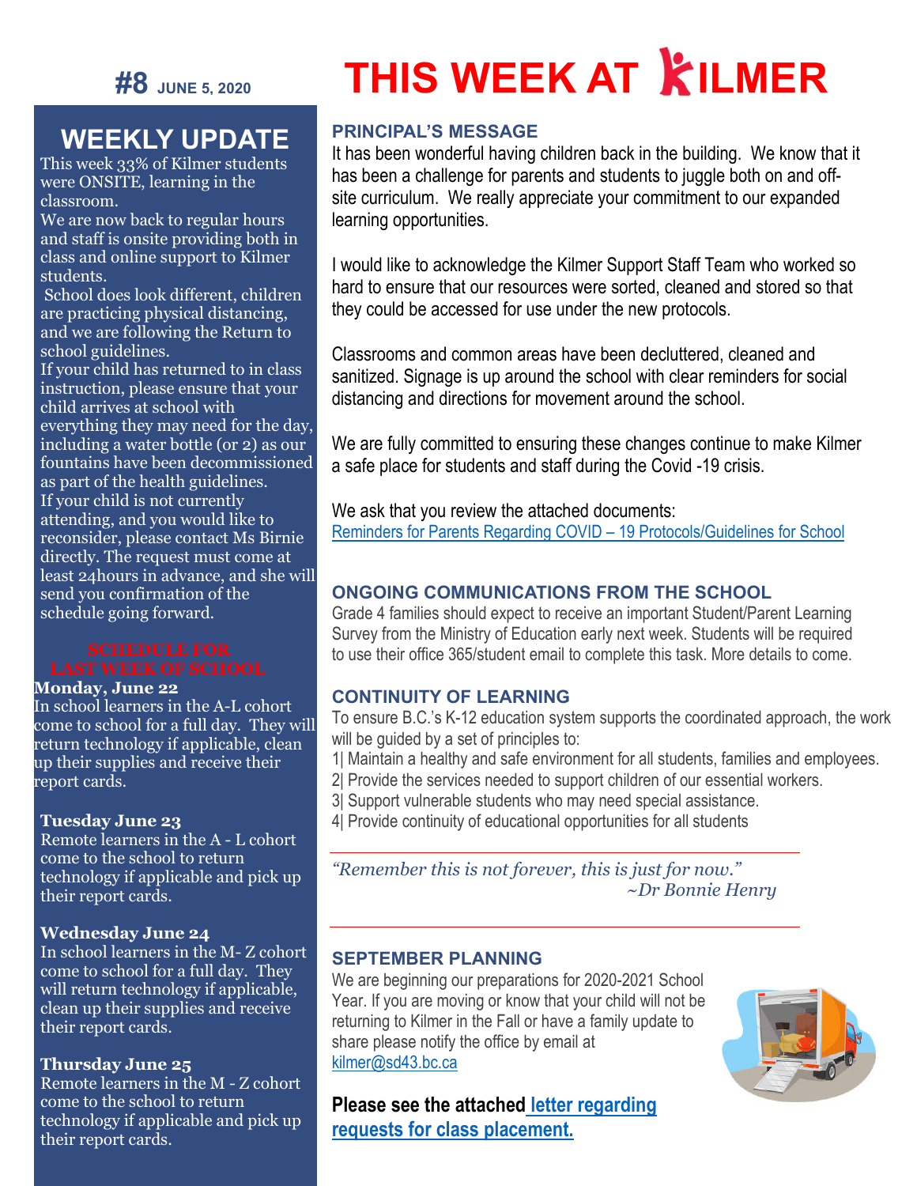**#8** JUNE 5, 2020

# THIS WEEK AT KILMER

## WEEKLY UPDATE

This week 33% of Kilmer students were ONSITE, learning in the classroom.

We are now back to regular hours and staff is onsite providing both in class and online support to Kilmer students.

School does look different, children are practicing physical distancing, and we are following the Return to school guidelines.

If your child has returned to in class instruction, please ensure that your child arrives at school with everything they may need for the day, including a water bottle (or 2) as our fountains have been decommissioned as part of the health guidelines.

If your child is not currently attending, and you would like to reconsider, please contact Ms Birnie directly. The request must come at least 24hours in advance, and she will send you confirmation of the schedule going forward.

### SCHEDULE FOR LAST WEEK OF SCHOOL

**Monday, June 22**
In school learners in the A-L cohort come to school for a full day. They will return technology if applicable, clean up their supplies and receive their report cards.

**Tuesday June 23**
Remote learners in the A - L cohort come to the school to return technology if applicable and pick up their report cards.

**Wednesday June 24**
In school learners in the M- Z cohort come to school for a full day. They will return technology if applicable, clean up their supplies and receive their report cards.

**Thursday June 25**
Remote learners in the M - Z cohort come to the school to return technology if applicable and pick up their report cards.

## PRINCIPAL'S MESSAGE

It has been wonderful having children back in the building. We know that it has been a challenge for parents and students to juggle both on and off-site curriculum. We really appreciate your commitment to our expanded learning opportunities.

I would like to acknowledge the Kilmer Support Staff Team who worked so hard to ensure that our resources were sorted, cleaned and stored so that they could be accessed for use under the new protocols.

Classrooms and common areas have been decluttered, cleaned and sanitized. Signage is up around the school with clear reminders for social distancing and directions for movement around the school.

We are fully committed to ensuring these changes continue to make Kilmer a safe place for students and staff during the Covid -19 crisis.

We ask that you review the attached documents:
Reminders for Parents Regarding COVID – 19 Protocols/Guidelines for School

## ONGOING COMMUNICATIONS FROM THE SCHOOL

Grade 4 families should expect to receive an important Student/Parent Learning Survey from the Ministry of Education early next week. Students will be required to use their office 365/student email to complete this task. More details to come.

## CONTINUITY OF LEARNING

To ensure B.C.'s K-12 education system supports the coordinated approach, the work will be guided by a set of principles to:

1| Maintain a healthy and safe environment for all students, families and employees.
2| Provide the services needed to support children of our essential workers.
3| Support vulnerable students who may need special assistance.
4| Provide continuity of educational opportunities for all students

*"Remember this is not forever, this is just for now."*
*~Dr Bonnie Henry*

## SEPTEMBER PLANNING

We are beginning our preparations for 2020-2021 School Year. If you are moving or know that your child will not be returning to Kilmer in the Fall or have a family update to share please notify the office by email at kilmer@sd43.bc.ca

**Please see the attached letter regarding requests for class placement.**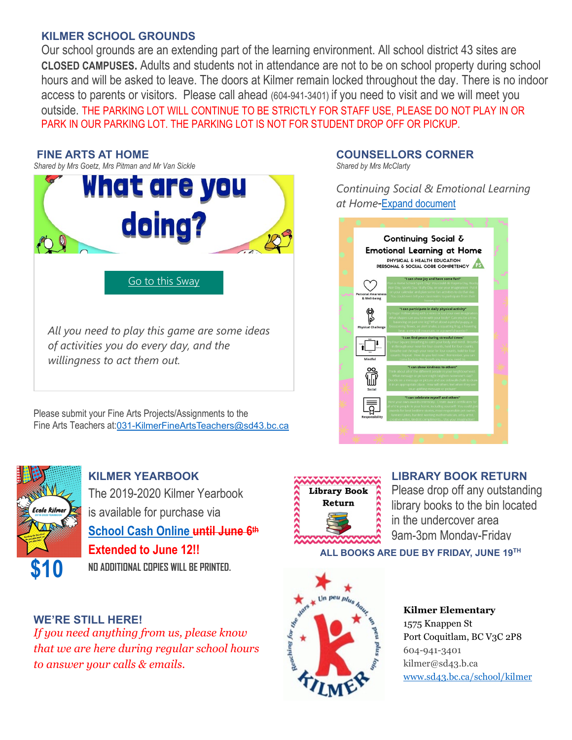## KILMER SCHOOL GROUNDS

Our school grounds are an extending part of the learning environment. All school district 43 sites are **CLOSED CAMPUSES.** Adults and students not in attendance are not to be on school property during school hours and will be asked to leave. The doors at Kilmer remain locked throughout the day. There is no indoor access to parents or visitors. Please call ahead (604-941-3401) if you need to visit and we will meet you outside. THE PARKING LOT WILL CONTINUE TO BE STRICTLY FOR STAFF USE, PLEASE DO NOT PLAY IN OR PARK IN OUR PARKING LOT. THE PARKING LOT IS NOT FOR STUDENT DROP OFF OR PICKUP.

## FINE ARTS AT HOME

*Shared by Mrs Goetz, Mrs Pitman and Mr Van Sickle*

What are you doing?

Go to this Sway

*All you need to play this game are some ideas of activities you do every day, and the willingness to act them out.*

Please submit your Fine Arts Projects/Assignments to the Fine Arts Teachers at: 031-KilmerFineArtsTeachers@sd43.bc.ca

## COUNSELLORS CORNER

*Shared by Mrs McClarty*

*Continuing Social & Emotional Learning at Home*-Expand document

## KILMER YEARBOOK

The 2019-2020 Kilmer Yearbook is available for purchase via **School Cash Online** ~~**until June 6th**~~

**Extended to June 12!!**

$10

**NO ADDITIONAL COPIES WILL BE PRINTED.**

## LIBRARY BOOK RETURN

Please drop off any outstanding library books to the bin located in the undercover area 9am-3pm Monday-Friday

**ALL BOOKS ARE DUE BY FRIDAY, JUNE 19TH**

## WE'RE STILL HERE!

*If you need anything from us, please know that we are here during regular school hours to answer your calls & emails.*

**Kilmer Elementary**
1575 Knappen St
Port Coquitlam, BC V3C 2P8
604-941-3401
kilmer@sd43.b.ca
www.sd43.bc.ca/school/kilmer